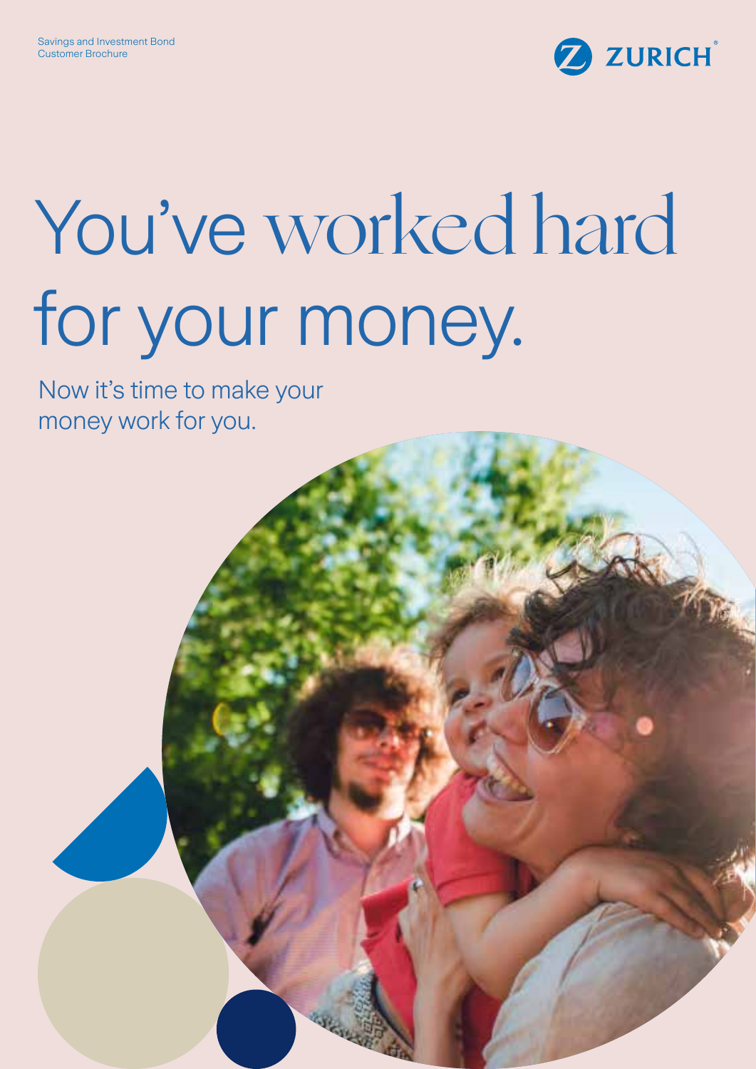Savings and Investment Bond
Customer Brochure

ZURICH

# You've worked hard for your money.

Now it's time to make your money work for you.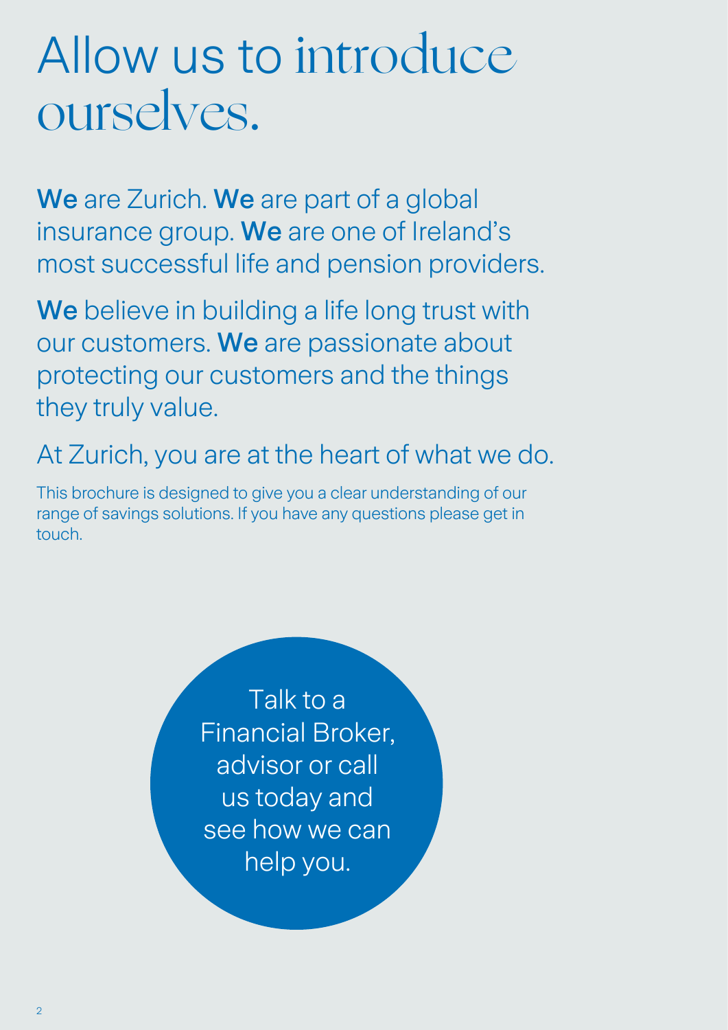# Allow us to introduce ourselves.

**We** are Zurich. **We** are part of a global insurance group. **We** are one of Ireland's most successful life and pension providers.

**We** believe in building a life long trust with our customers. **We** are passionate about protecting our customers and the things they truly value.

At Zurich, you are at the heart of what we do.

This brochure is designed to give you a clear understanding of our range of savings solutions. If you have any questions please get in touch.

Talk to a Financial Broker, advisor or call us today and see how we can help you.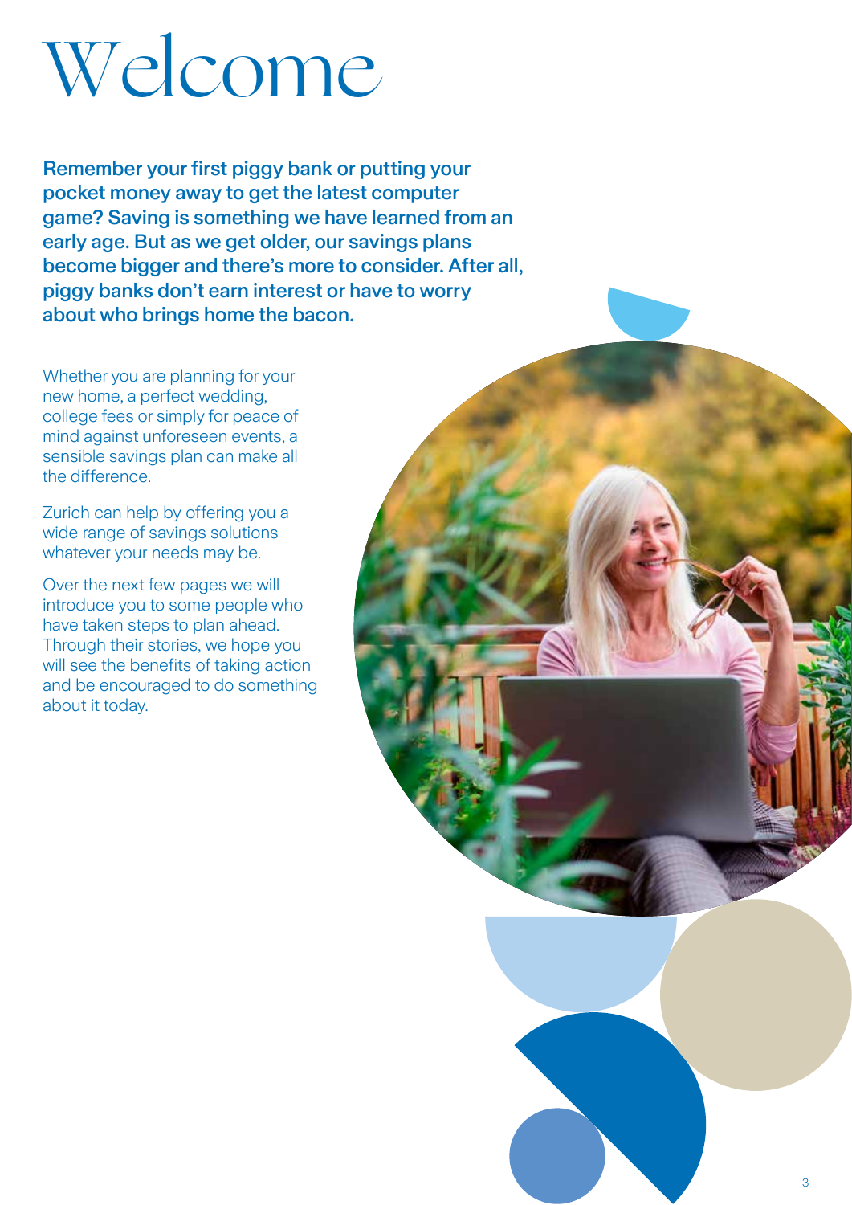# Welcome

**Remember your first piggy bank or putting your pocket money away to get the latest computer game? Saving is something we have learned from an early age. But as we get older, our savings plans become bigger and there's more to consider. After all, piggy banks don't earn interest or have to worry about who brings home the bacon.**

Whether you are planning for your new home, a perfect wedding, college fees or simply for peace of mind against unforeseen events, a sensible savings plan can make all the difference.

Zurich can help by offering you a wide range of savings solutions whatever your needs may be.

Over the next few pages we will introduce you to some people who have taken steps to plan ahead. Through their stories, we hope you will see the benefits of taking action and be encouraged to do something about it today.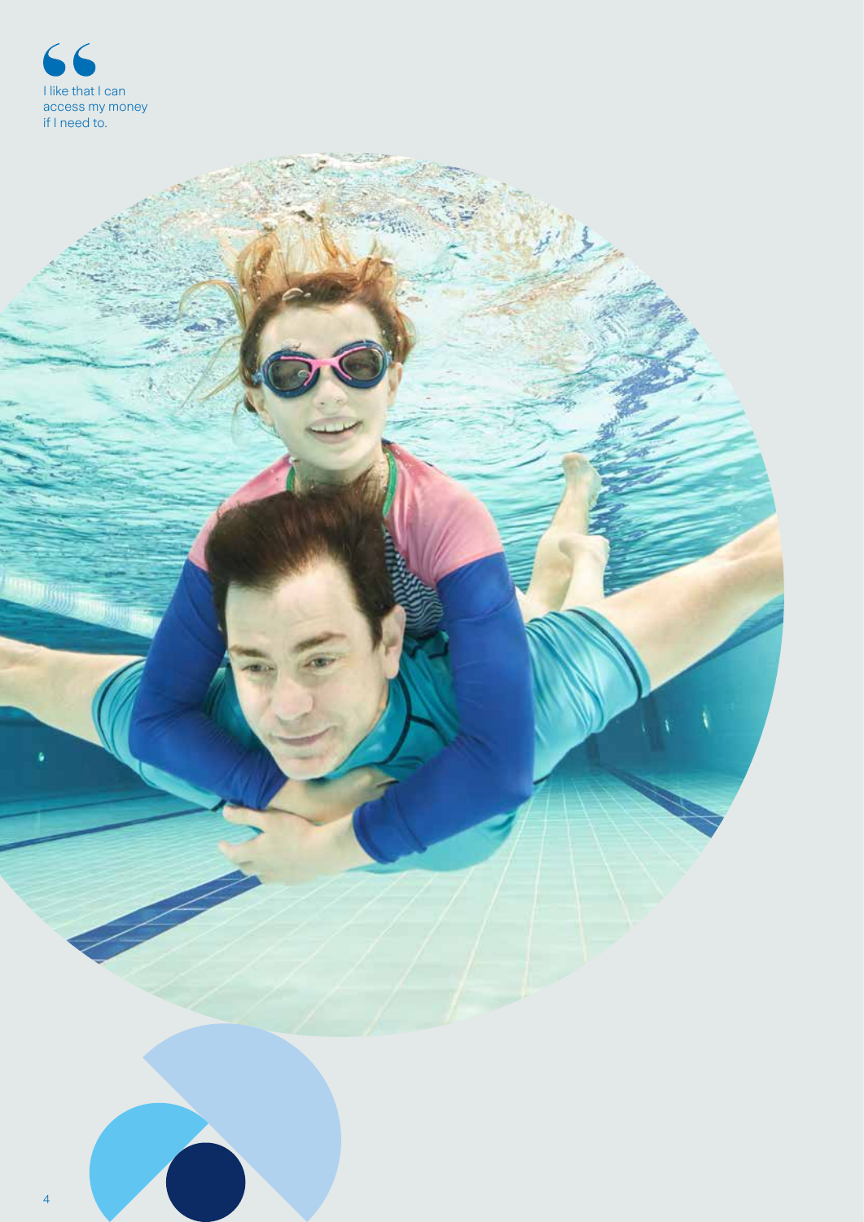> I like that I can access my money if I need to.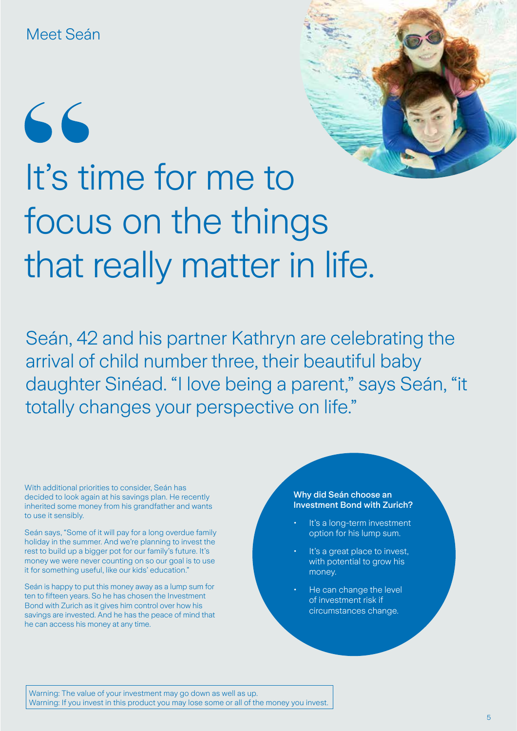## Meet Seán

# “It’s time for me to focus on the things that really matter in life.

Seán, 42 and his partner Kathryn are celebrating the arrival of child number three, their beautiful baby daughter Sinéad. “I love being a parent,” says Seán, “it totally changes your perspective on life.”

With additional priorities to consider, Seán has decided to look again at his savings plan. He recently inherited some money from his grandfather and wants to use it sensibly.

Seán says, “Some of it will pay for a long overdue family holiday in the summer. And we’re planning to invest the rest to build up a bigger pot for our family’s future. It’s money we were never counting on so our goal is to use it for something useful, like our kids’ education.”

Seán is happy to put this money away as a lump sum for ten to fifteen years. So he has chosen the Investment Bond with Zurich as it gives him control over how his savings are invested. And he has the peace of mind that he can access his money at any time.

**Why did Seán choose an Investment Bond with Zurich?**

- It’s a long-term investment option for his lump sum.
- It’s a great place to invest, with potential to grow his money.
- He can change the level of investment risk if circumstances change.

Warning: The value of your investment may go down as well as up.
Warning: If you invest in this product you may lose some or all of the money you invest.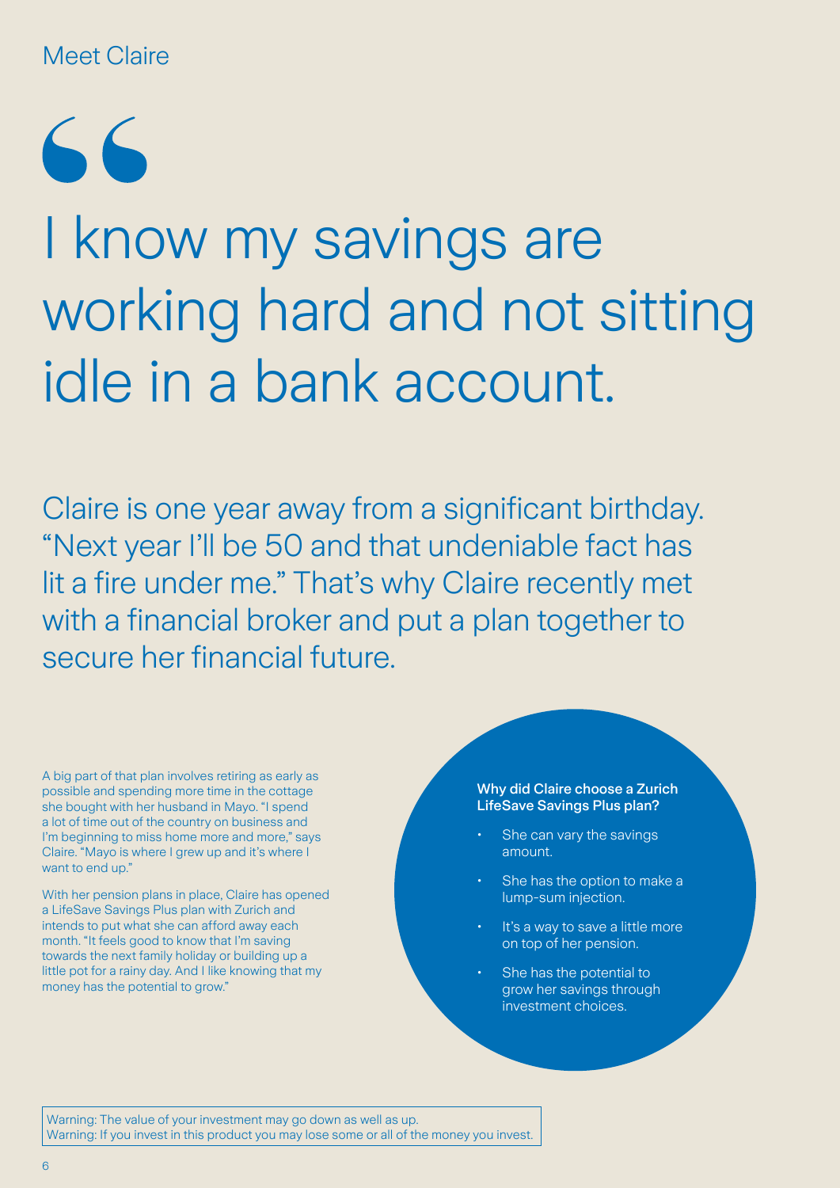## Meet Claire

# "I know my savings are working hard and not sitting idle in a bank account.

Claire is one year away from a significant birthday. "Next year I'll be 50 and that undeniable fact has lit a fire under me." That's why Claire recently met with a financial broker and put a plan together to secure her financial future.

A big part of that plan involves retiring as early as possible and spending more time in the cottage she bought with her husband in Mayo. "I spend a lot of time out of the country on business and I'm beginning to miss home more and more," says Claire. "Mayo is where I grew up and it's where I want to end up."

With her pension plans in place, Claire has opened a LifeSave Savings Plus plan with Zurich and intends to put what she can afford away each month. "It feels good to know that I'm saving towards the next family holiday or building up a little pot for a rainy day. And I like knowing that my money has the potential to grow."

**Why did Claire choose a Zurich LifeSave Savings Plus plan?**

- She can vary the savings amount.
- She has the option to make a lump-sum injection.
- It's a way to save a little more on top of her pension.
- She has the potential to grow her savings through investment choices.

Warning: The value of your investment may go down as well as up.
Warning: If you invest in this product you may lose some or all of the money you invest.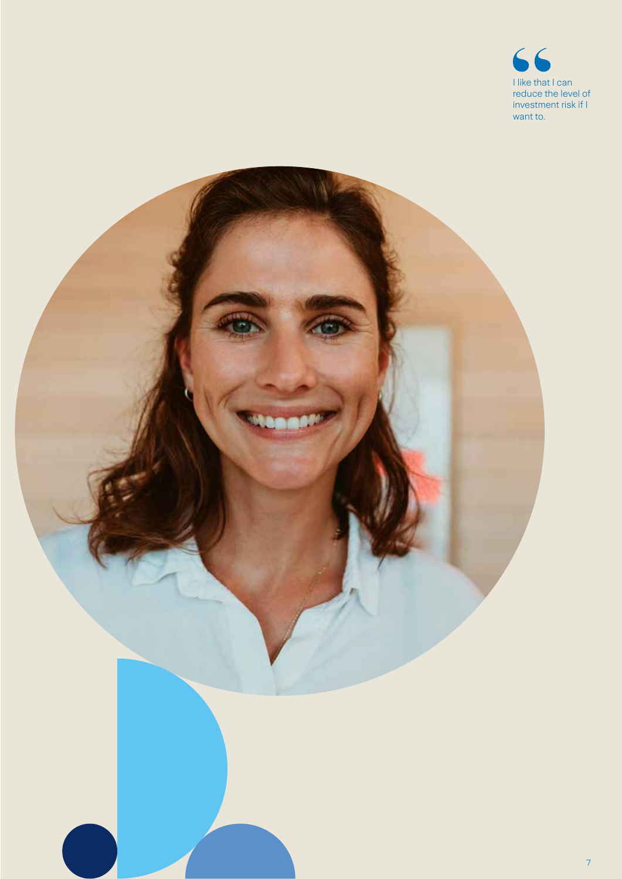> I like that I can reduce the level of investment risk if I want to.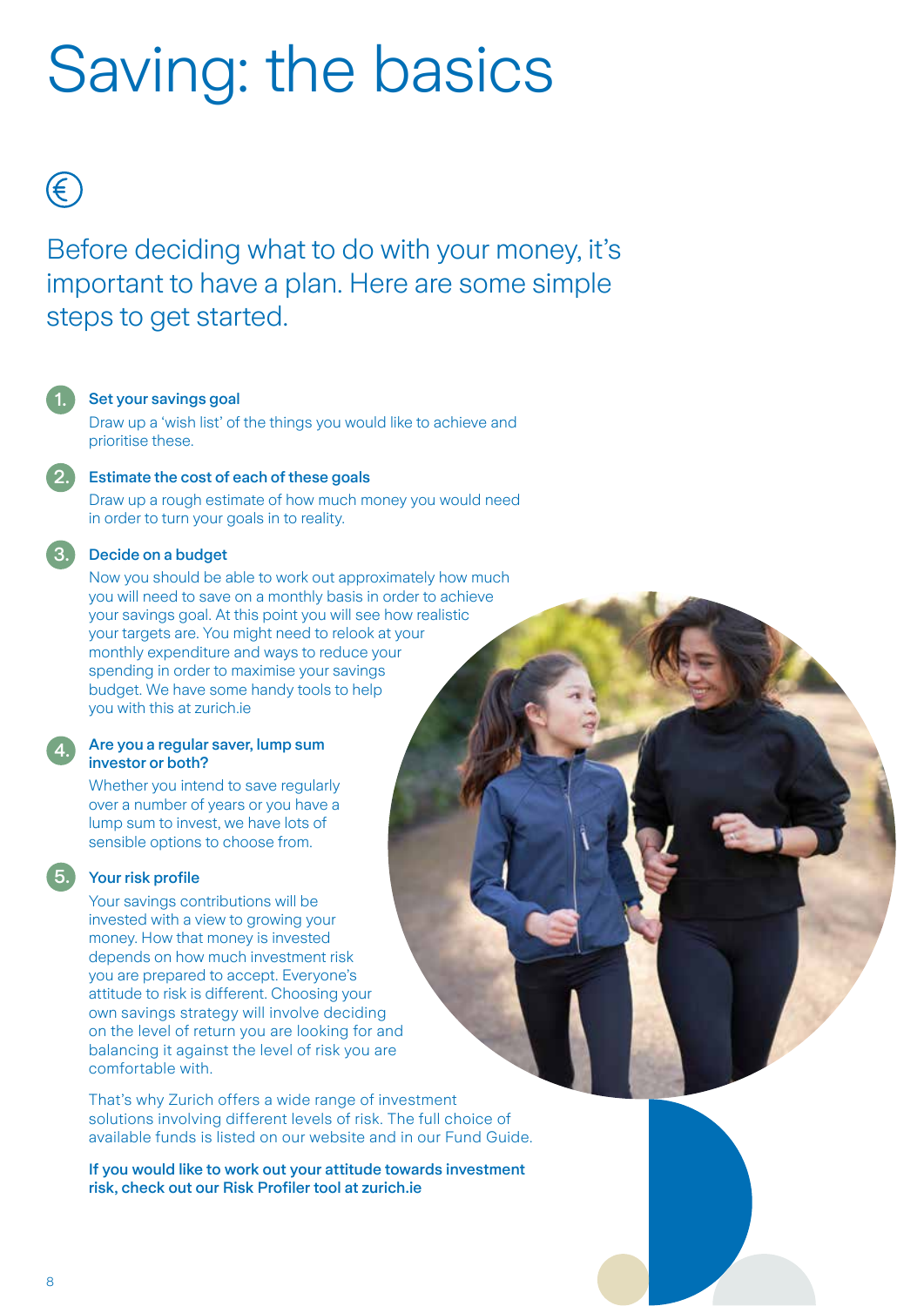# Saving: the basics

Before deciding what to do with your money, it's important to have a plan. Here are some simple steps to get started.

1. **Set your savings goal**

   Draw up a 'wish list' of the things you would like to achieve and prioritise these.

2. **Estimate the cost of each of these goals**

   Draw up a rough estimate of how much money you would need in order to turn your goals in to reality.

3. **Decide on a budget**

   Now you should be able to work out approximately how much you will need to save on a monthly basis in order to achieve your savings goal. At this point you will see how realistic your targets are. You might need to relook at your monthly expenditure and ways to reduce your spending in order to maximise your savings budget. We have some handy tools to help you with this at zurich.ie

4. **Are you a regular saver, lump sum investor or both?**

   Whether you intend to save regularly over a number of years or you have a lump sum to invest, we have lots of sensible options to choose from.

5. **Your risk profile**

   Your savings contributions will be invested with a view to growing your money. How that money is invested depends on how much investment risk you are prepared to accept. Everyone's attitude to risk is different. Choosing your own savings strategy will involve deciding on the level of return you are looking for and balancing it against the level of risk you are comfortable with.

   That's why Zurich offers a wide range of investment solutions involving different levels of risk. The full choice of available funds is listed on our website and in our Fund Guide.

   **If you would like to work out your attitude towards investment risk, check out our Risk Profiler tool at zurich.ie**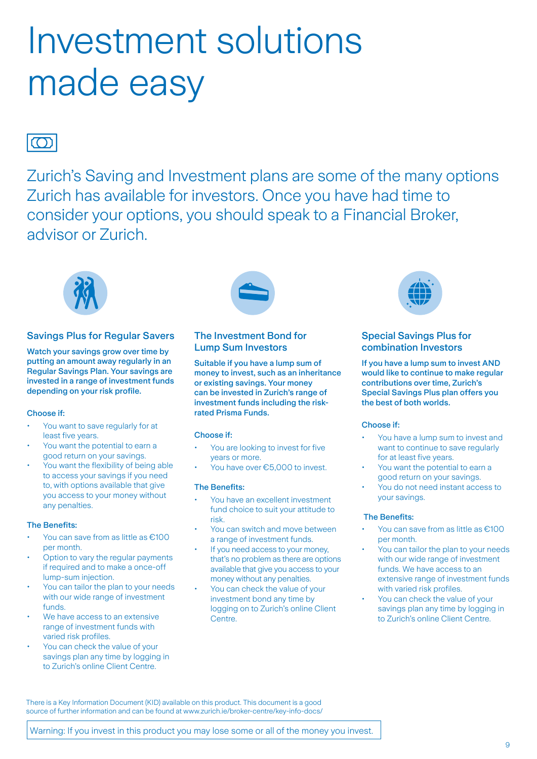# Investment solutions made easy

Zurich's Saving and Investment plans are some of the many options Zurich has available for investors. Once you have had time to consider your options, you should speak to a Financial Broker, advisor or Zurich.

## Savings Plus for Regular Savers

**Watch your savings grow over time by putting an amount away regularly in an Regular Savings Plan. Your savings are invested in a range of investment funds depending on your risk profile.**

Choose if:

- You want to save regularly for at least five years.
- You want the potential to earn a good return on your savings.
- You want the flexibility of being able to access your savings if you need to, with options available that give you access to your money without any penalties.

The Benefits:

- You can save from as little as €100 per month.
- Option to vary the regular payments if required and to make a once-off lump-sum injection.
- You can tailor the plan to your needs with our wide range of investment funds.
- We have access to an extensive range of investment funds with varied risk profiles.
- You can check the value of your savings plan any time by logging in to Zurich's online Client Centre.

## The Investment Bond for Lump Sum Investors

**Suitable if you have a lump sum of money to invest, such as an inheritance or existing savings. Your money can be invested in Zurich's range of investment funds including the risk-rated Prisma Funds.**

Choose if:

- You are looking to invest for five years or more.
- You have over €5,000 to invest.

The Benefits:

- You have an excellent investment fund choice to suit your attitude to risk.
- You can switch and move between a range of investment funds.
- If you need access to your money, that's no problem as there are options available that give you access to your money without any penalties.
- You can check the value of your investment bond any time by logging on to Zurich's online Client Centre.

## Special Savings Plus for combination Investors

**If you have a lump sum to invest AND would like to continue to make regular contributions over time, Zurich's Special Savings Plus plan offers you the best of both worlds.**

Choose if:

- You have a lump sum to invest and want to continue to save regularly for at least five years.
- You want the potential to earn a good return on your savings.
- You do not need instant access to your savings.

The Benefits:

- You can save from as little as €100 per month.
- You can tailor the plan to your needs with our wide range of investment funds. We have access to an extensive range of investment funds with varied risk profiles.
- You can check the value of your savings plan any time by logging in to Zurich's online Client Centre.

There is a Key Information Document (KID) available on this product. This document is a good source of further information and can be found at www.zurich.ie/broker-centre/key-info-docs/

Warning: If you invest in this product you may lose some or all of the money you invest.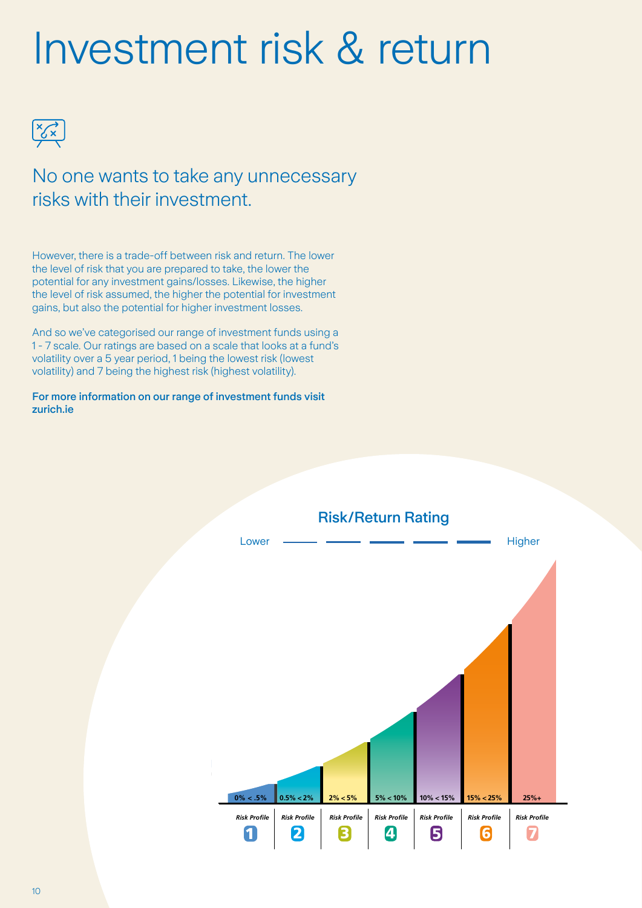# Investment risk & return

## No one wants to take any unnecessary risks with their investment.

However, there is a trade-off between risk and return. The lower the level of risk that you are prepared to take, the lower the potential for any investment gains/losses. Likewise, the higher the level of risk assumed, the higher the potential for investment gains, but also the potential for higher investment losses.

And so we've categorised our range of investment funds using a 1 - 7 scale. Our ratings are based on a scale that looks at a fund's volatility over a 5 year period, 1 being the lowest risk (lowest volatility) and 7 being the highest risk (highest volatility).

**For more information on our range of investment funds visit zurich.ie**

### Risk/Return Rating

Lower — Higher

| *Risk Profile* 1 | *Risk Profile* 2 | *Risk Profile* 3 | *Risk Profile* 4 | *Risk Profile* 5 | *Risk Profile* 6 | *Risk Profile* 7 |
|---|---|---|---|---|---|---|
| 0% < .5% | 0.5% < 2% | 2% < 5% | 5% < 10% | 10% < 15% | 15% < 25% | 25%+ |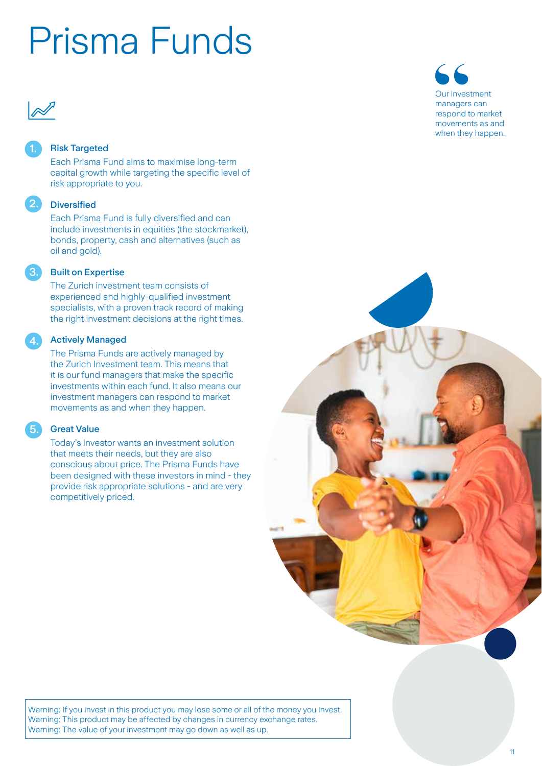# Prisma Funds

> Our investment managers can respond to market movements as and when they happen.

1. **Risk Targeted**

   Each Prisma Fund aims to maximise long-term capital growth while targeting the specific level of risk appropriate to you.

2. **Diversified**

   Each Prisma Fund is fully diversified and can include investments in equities (the stockmarket), bonds, property, cash and alternatives (such as oil and gold).

3. **Built on Expertise**

   The Zurich investment team consists of experienced and highly-qualified investment specialists, with a proven track record of making the right investment decisions at the right times.

4. **Actively Managed**

   The Prisma Funds are actively managed by the Zurich Investment team. This means that it is our fund managers that make the specific investments within each fund. It also means our investment managers can respond to market movements as and when they happen.

5. **Great Value**

   Today's investor wants an investment solution that meets their needs, but they are also conscious about price. The Prisma Funds have been designed with these investors in mind - they provide risk appropriate solutions - and are very competitively priced.

Warning: If you invest in this product you may lose some or all of the money you invest.
Warning: This product may be affected by changes in currency exchange rates.
Warning: The value of your investment may go down as well as up.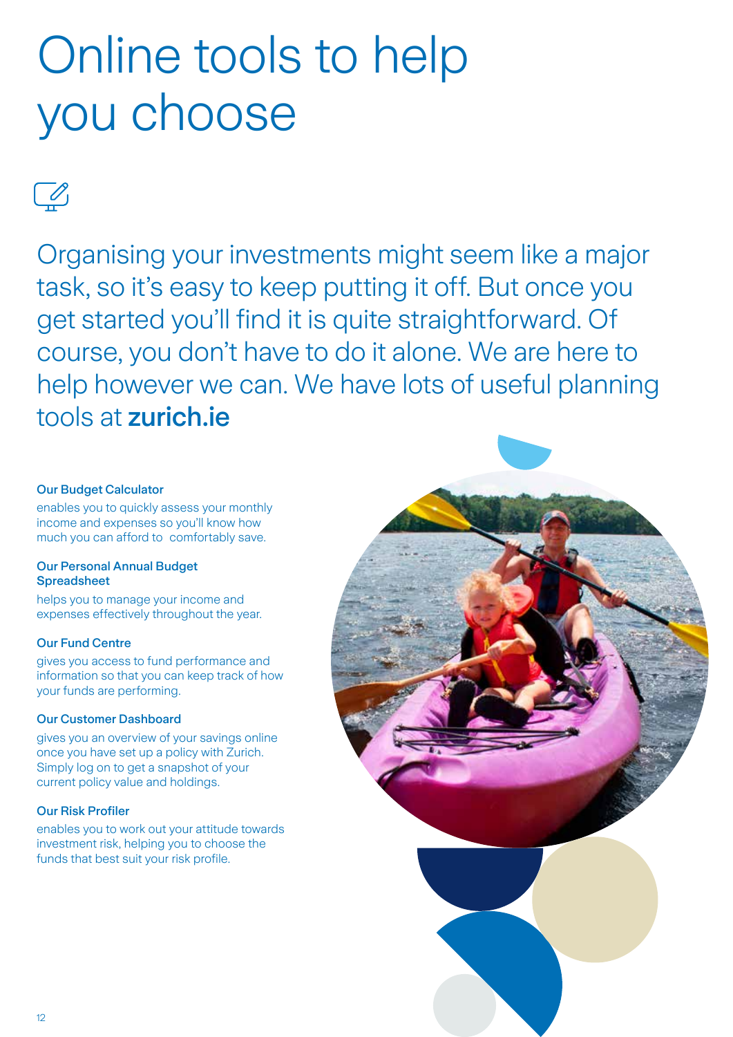# Online tools to help you choose

Organising your investments might seem like a major task, so it's easy to keep putting it off. But once you get started you'll find it is quite straightforward. Of course, you don't have to do it alone. We are here to help however we can. We have lots of useful planning tools at **zurich.ie**

**Our Budget Calculator**

enables you to quickly assess your monthly income and expenses so you'll know how much you can afford to comfortably save.

**Our Personal Annual Budget Spreadsheet**

helps you to manage your income and expenses effectively throughout the year.

**Our Fund Centre**

gives you access to fund performance and information so that you can keep track of how your funds are performing.

**Our Customer Dashboard**

gives you an overview of your savings online once you have set up a policy with Zurich. Simply log on to get a snapshot of your current policy value and holdings.

**Our Risk Profiler**

enables you to work out your attitude towards investment risk, helping you to choose the funds that best suit your risk profile.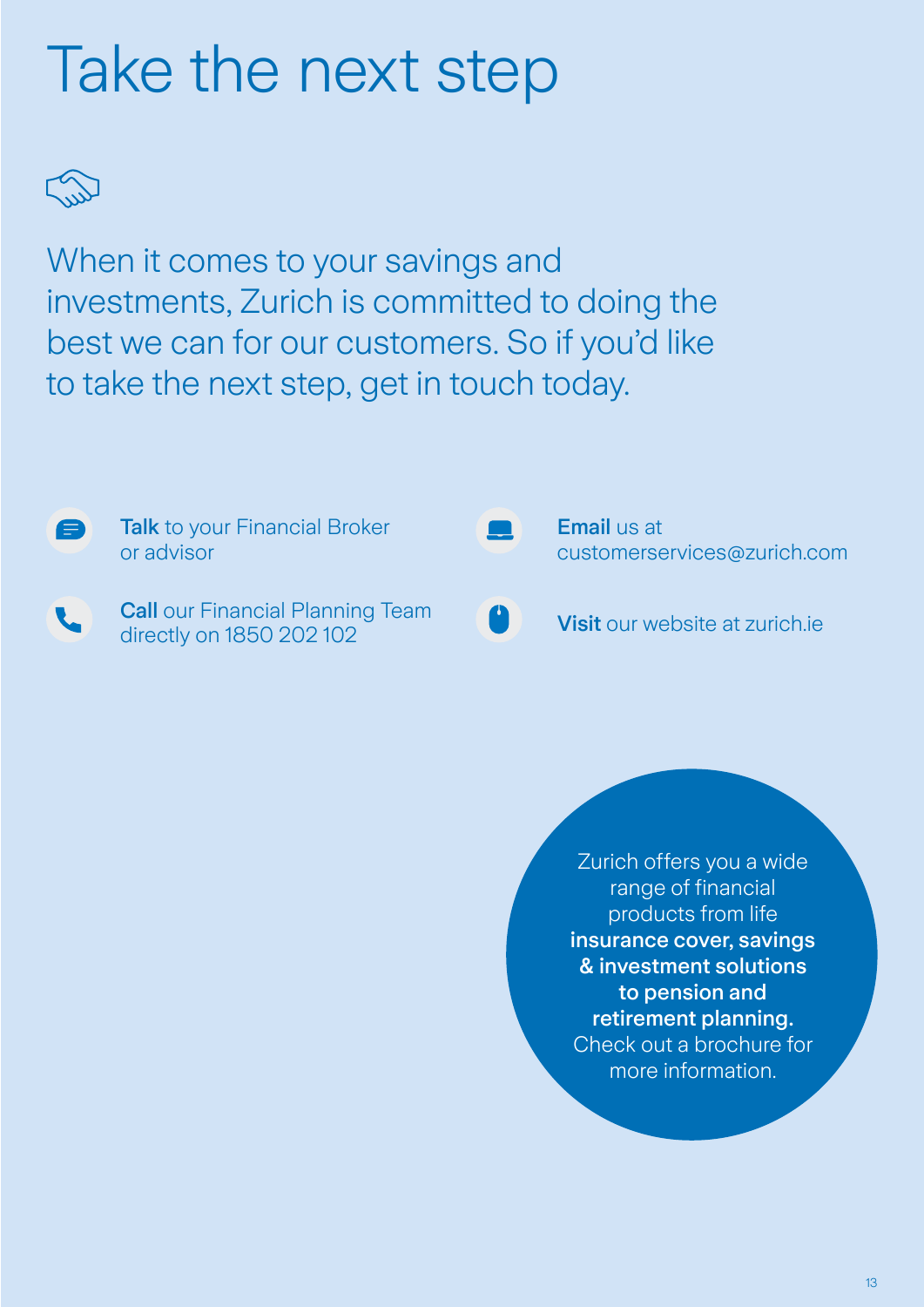# Take the next step

When it comes to your savings and investments, Zurich is committed to doing the best we can for our customers. So if you'd like to take the next step, get in touch today.

**Talk** to your Financial Broker or advisor

**Call** our Financial Planning Team directly on 1850 202 102

**Email** us at customerservices@zurich.com

**Visit** our website at zurich.ie

Zurich offers you a wide range of financial products from life **insurance cover, savings & investment solutions to pension and retirement planning.** Check out a brochure for more information.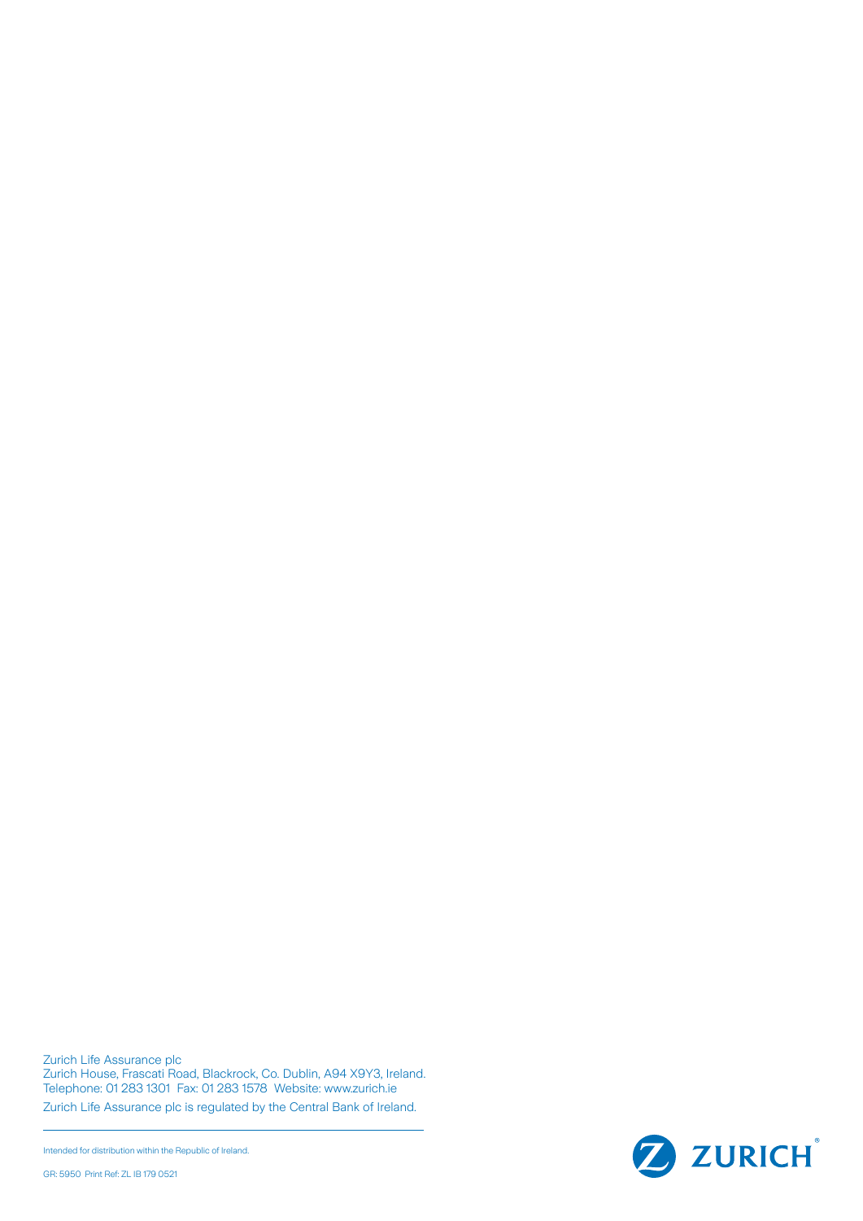Zurich Life Assurance plc
Zurich House, Frascati Road, Blackrock, Co. Dublin, A94 X9Y3, Ireland.
Telephone: 01 283 1301 Fax: 01 283 1578 Website: www.zurich.ie

Zurich Life Assurance plc is regulated by the Central Bank of Ireland.

---

Intended for distribution within the Republic of Ireland.

GR: 5950 Print Ref: ZL IB 179 0521

ZURICH®